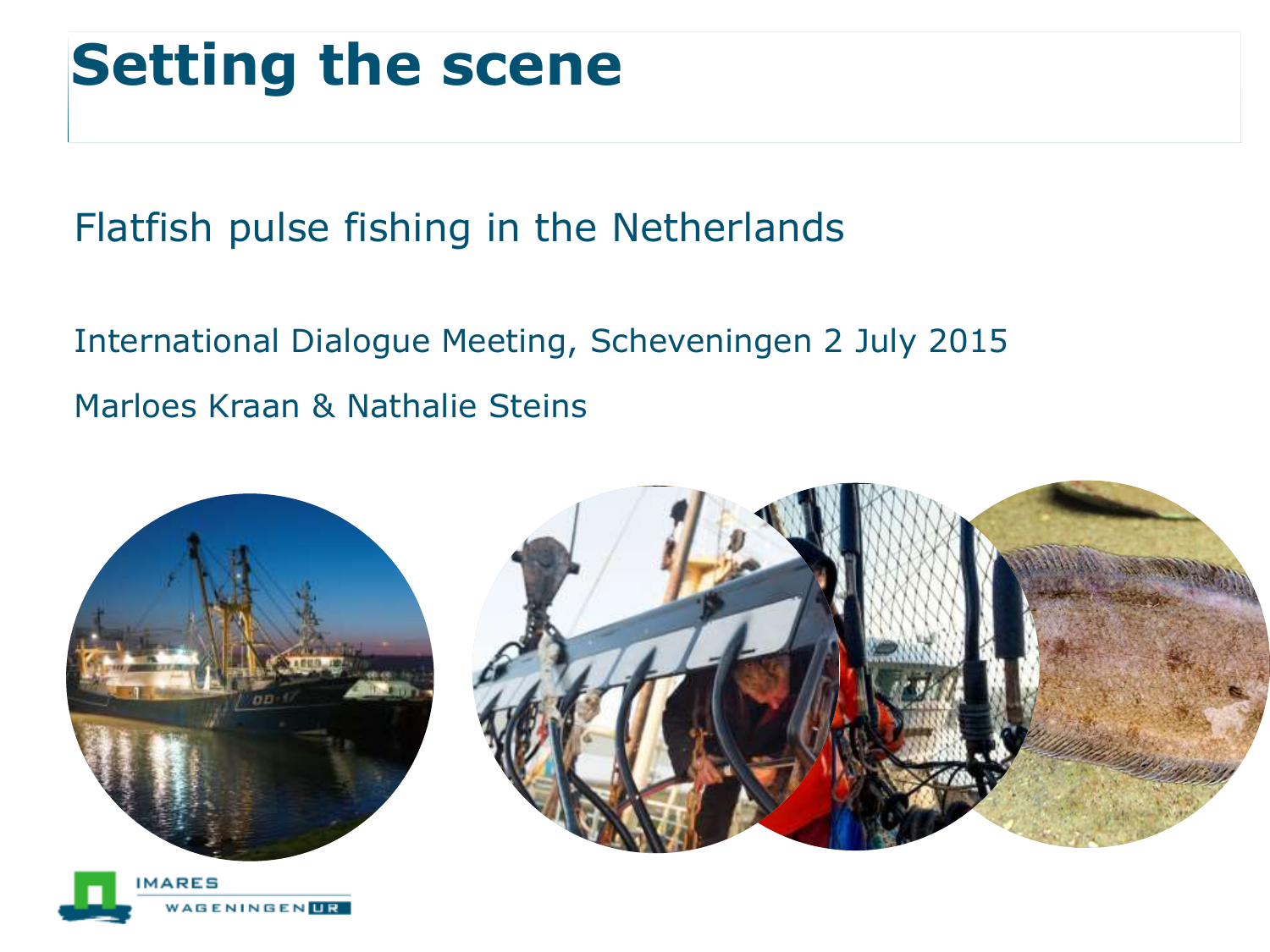# Setting the scene

Flatfish pulse fishing in the Netherlands

International Dialogue Meeting, Scheveningen 2 July 2015

Marloes Kraan & Nathalie Steins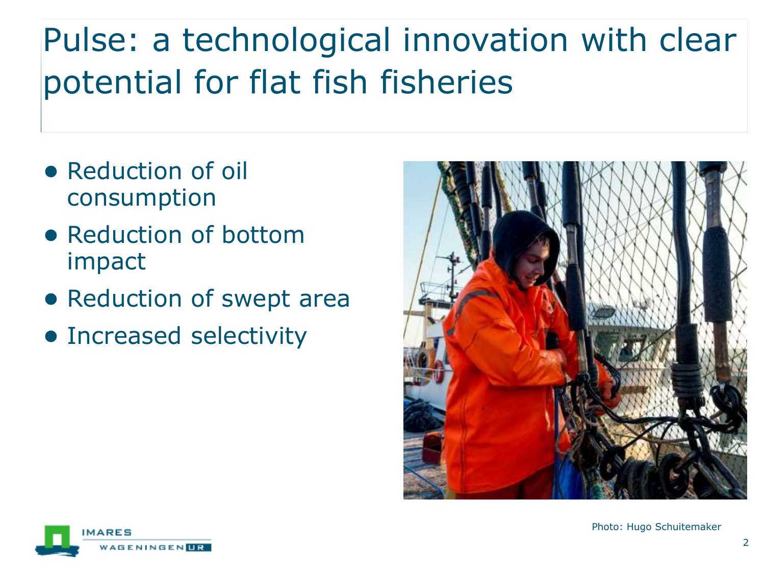# Pulse: a technological innovation with clear potential for flat fish fisheries

- Reduction of oil consumption
- Reduction of bottom impact
- Reduction of swept area
- Increased selectivity

Photo: Hugo Schuitemaker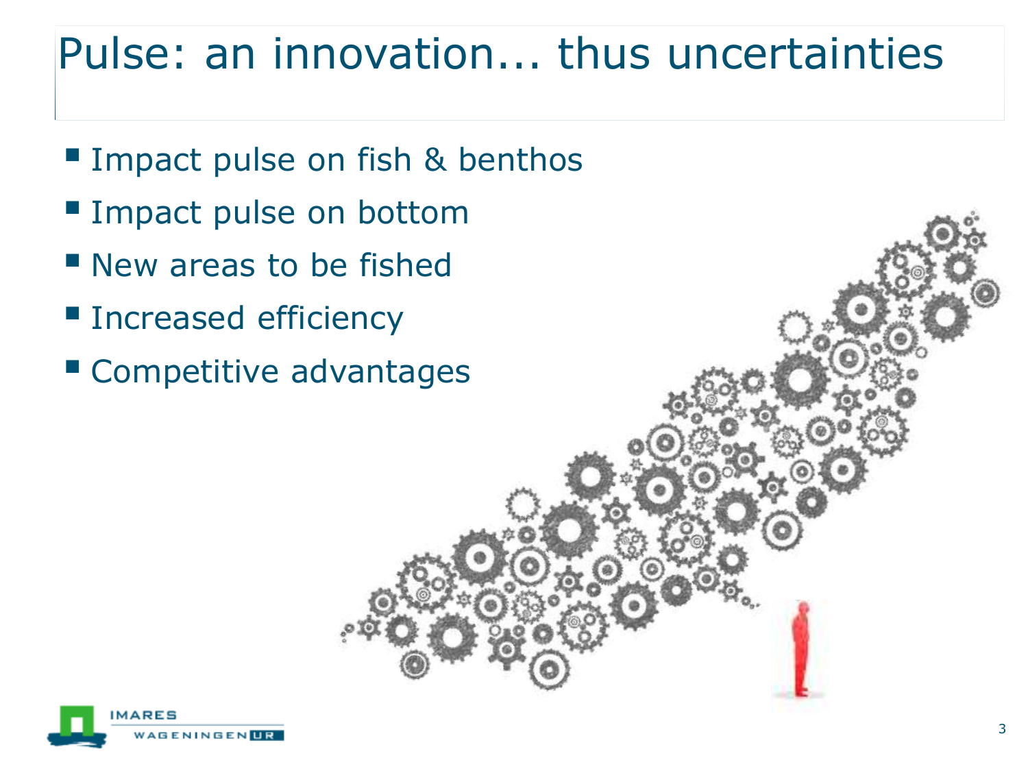# Pulse: an innovation... thus uncertainties

- Impact pulse on fish & benthos
- Impact pulse on bottom
- New areas to be fished
- Increased efficiency
- Competitive advantages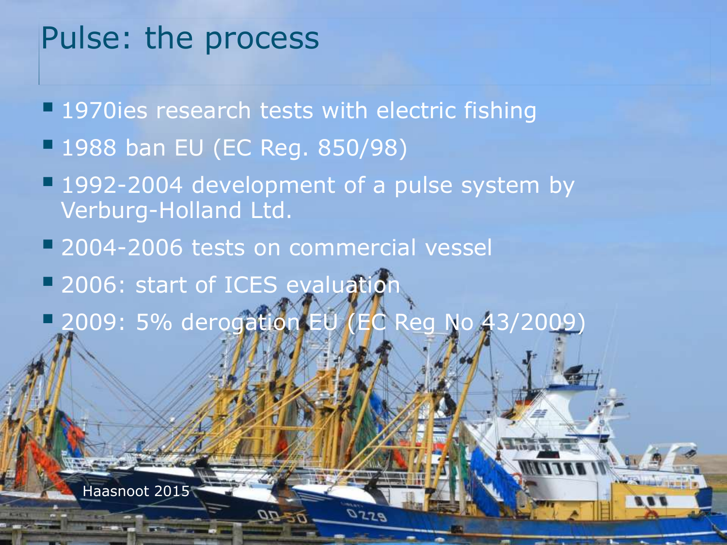# Pulse: the process

- 1970ies research tests with electric fishing
- 1988 ban EU (EC Reg. 850/98)
- 1992-2004 development of a pulse system by Verburg-Holland Ltd.
- 2004-2006 tests on commercial vessel
- 2006: start of ICES evaluation
- 2009: 5% derogation EU (EC Reg No 43/2009)

Haasnoot 2015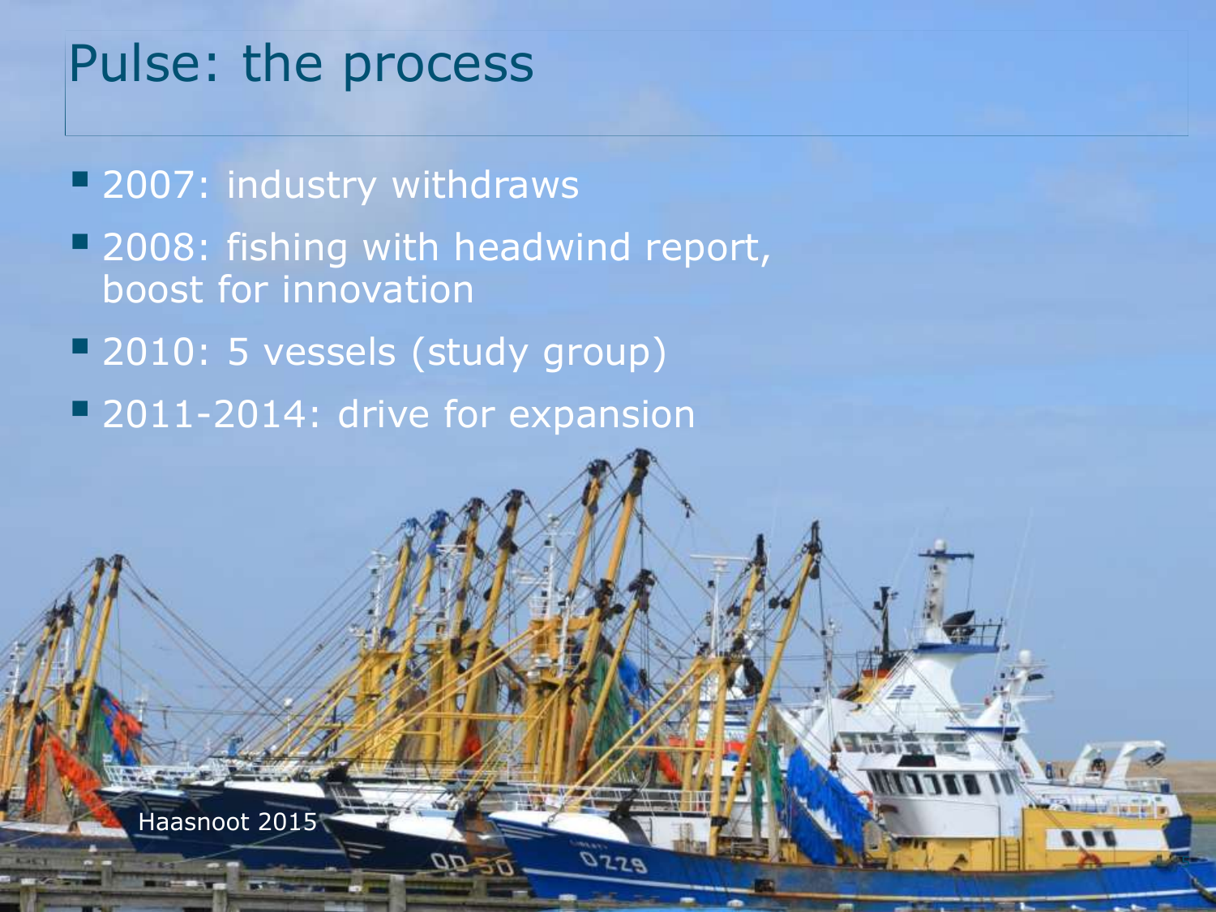# Pulse: the process

- 2007: industry withdraws
- 2008: fishing with headwind report, boost for innovation
- 2010: 5 vessels (study group)
- 2011-2014: drive for expansion

Haasnoot 2015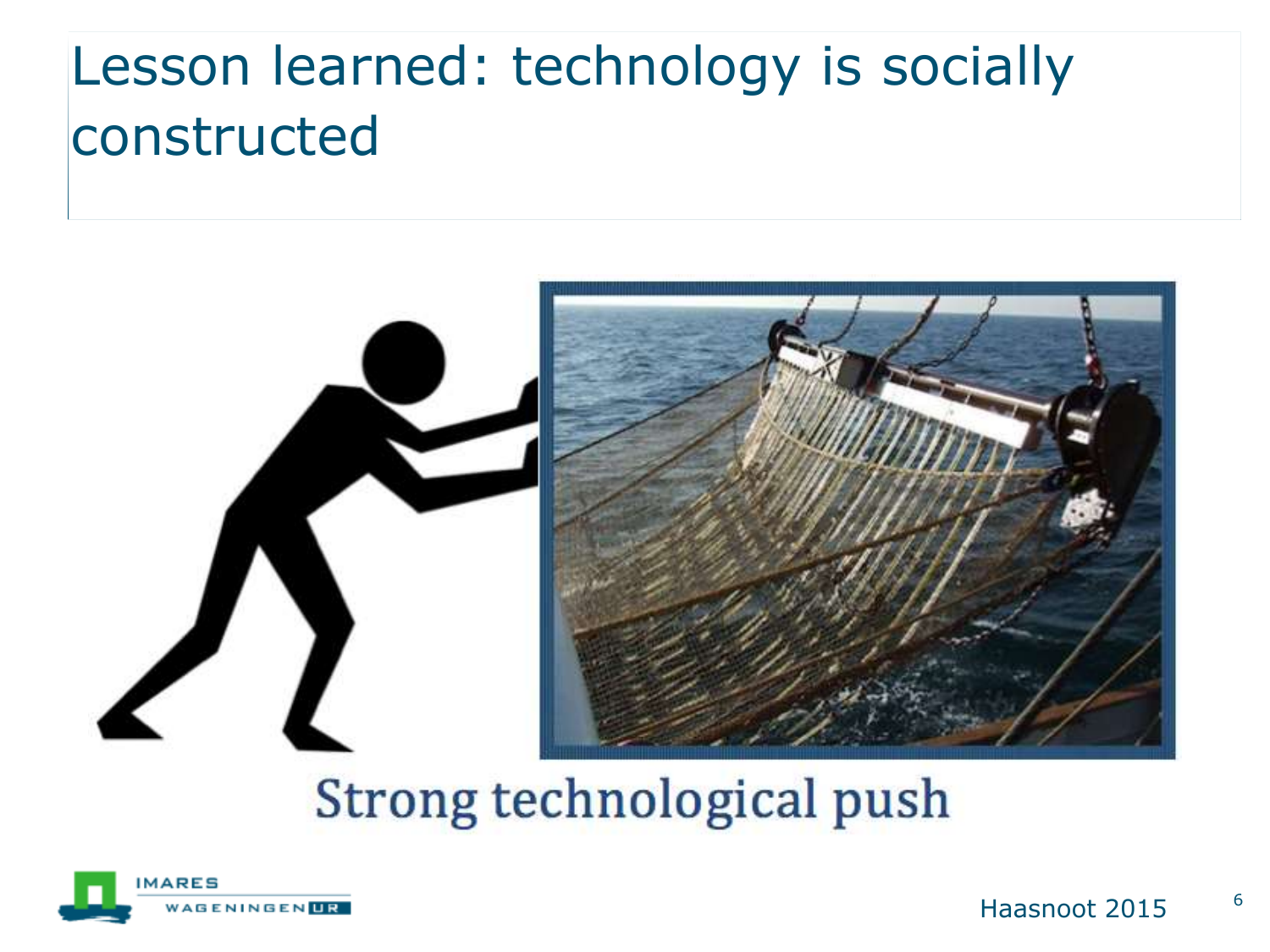# Lesson learned: technology is socially constructed

Strong technological push

Haasnoot 2015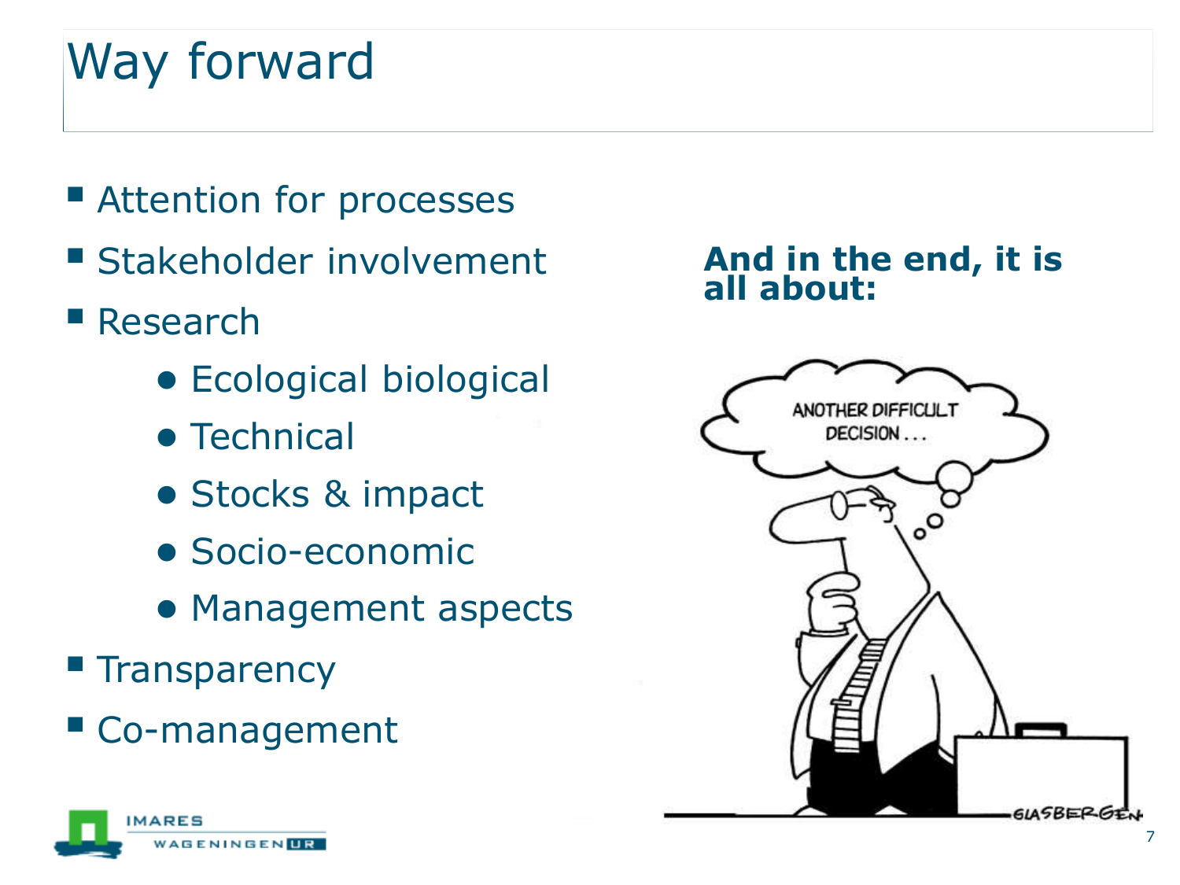# Way forward

- Attention for processes
- Stakeholder involvement
- Research
  - Ecological biological
  - Technical
  - Stocks & impact
  - Socio-economic
  - Management aspects
- Transparency
- Co-management

**And in the end, it is all about:**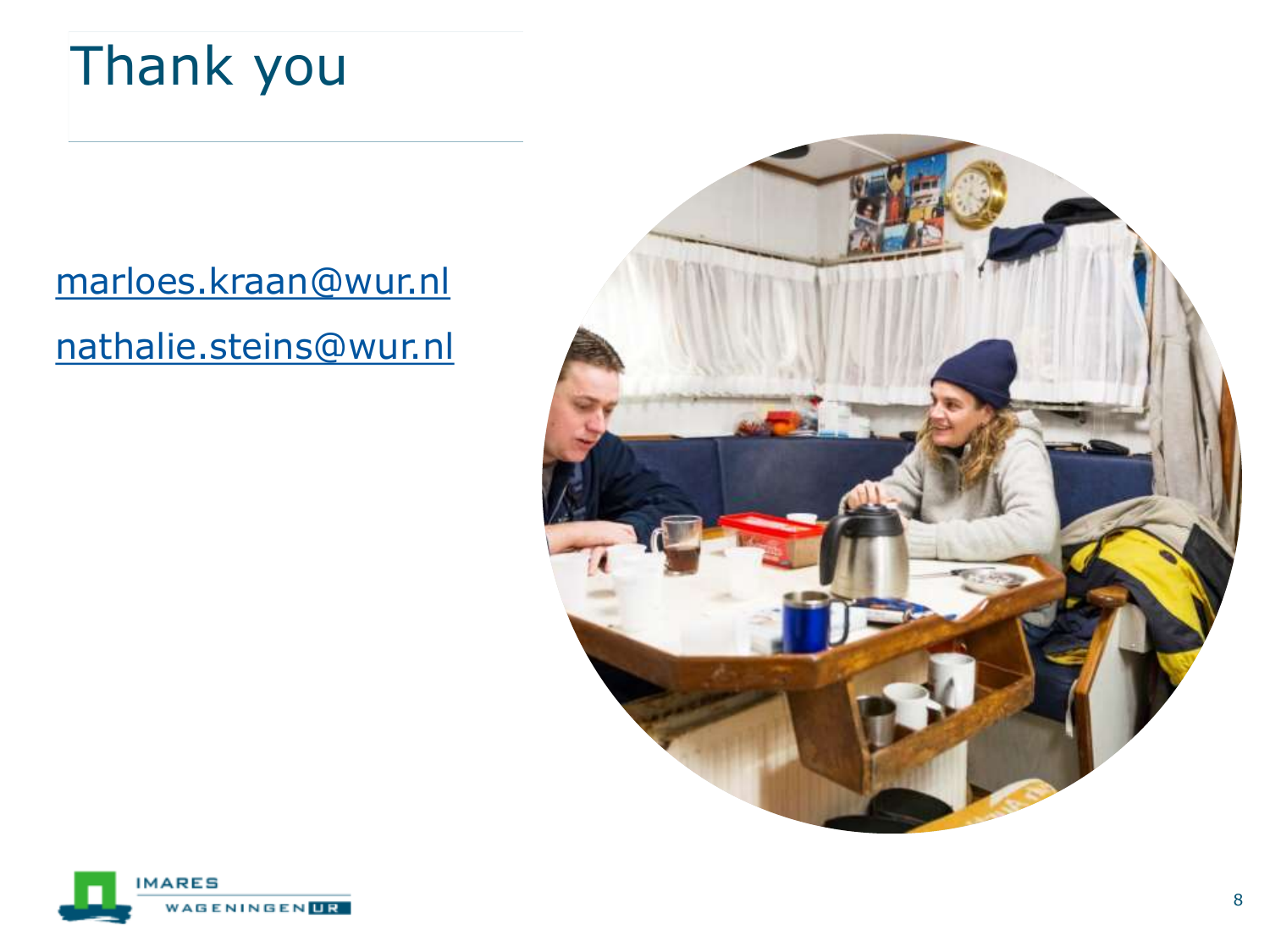# Thank you

marloes.kraan@wur.nl

nathalie.steins@wur.nl